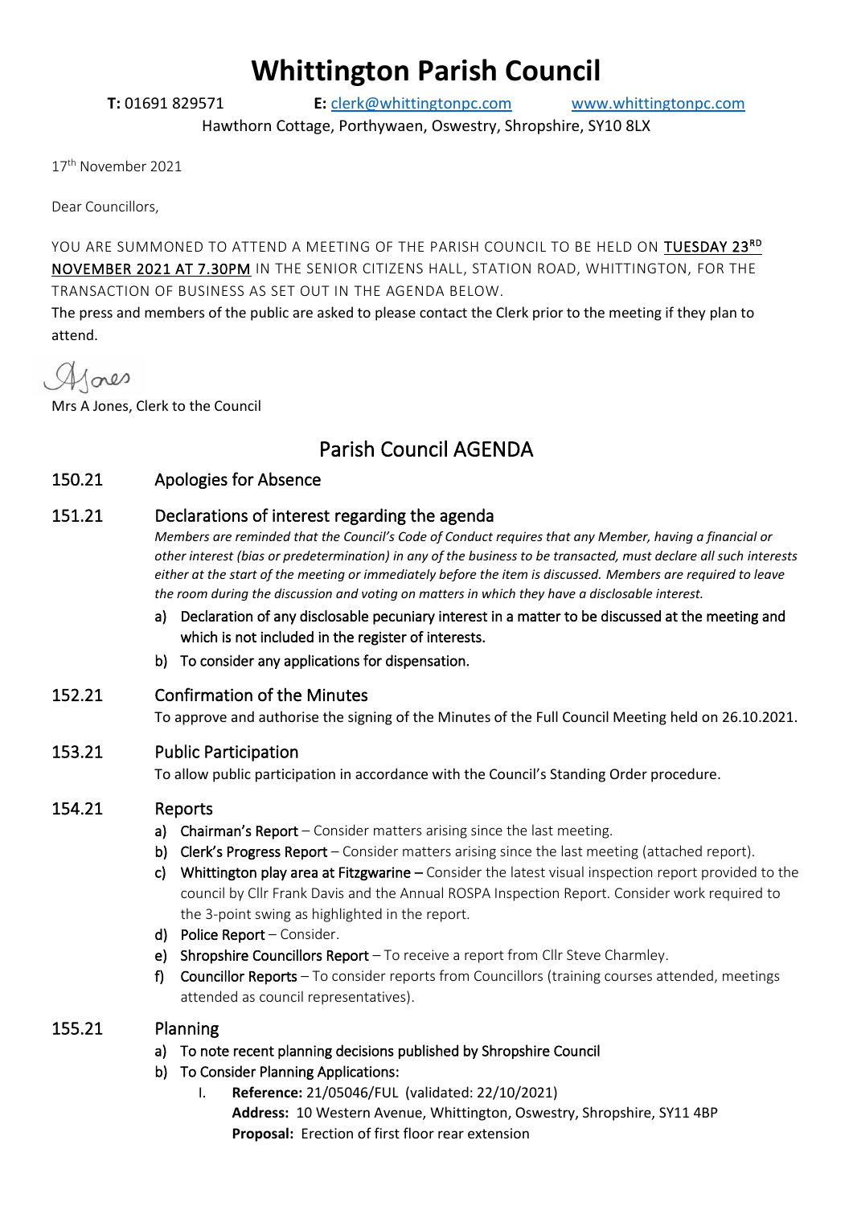# Whittington Parish Council

**T:** 01691 829571 **E:** clerk@whittingtonpc.com www.whittingtonpc.com

Hawthorn Cottage, Porthywaen, Oswestry, Shropshire, SY10 8LX

17th November 2021

Dear Councillors,

YOU ARE SUMMONED TO ATTEND A MEETING OF THE PARISH COUNCIL TO BE HELD ON TUESDAY 23RD NOVEMBER 2021 AT 7.30PM IN THE SENIOR CITIZENS HALL, STATION ROAD, WHITTINGTON, FOR THE TRANSACTION OF BUSINESS AS SET OUT IN THE AGENDA BELOW.

The press and members of the public are asked to please contact the Clerk prior to the meeting if they plan to attend.

A Jones

Mrs A Jones, Clerk to the Council

## Parish Council AGENDA

### 150.21 Apologies for Absence

### 151.21 Declarations of interest regarding the agenda

*Members are reminded that the Council's Code of Conduct requires that any Member, having a financial or other interest (bias or predetermination) in any of the business to be transacted, must declare all such interests either at the start of the meeting or immediately before the item is discussed. Members are required to leave the room during the discussion and voting on matters in which they have a disclosable interest.*

a) Declaration of any disclosable pecuniary interest in a matter to be discussed at the meeting and which is not included in the register of interests.

b) To consider any applications for dispensation.

### 152.21 Confirmation of the Minutes

To approve and authorise the signing of the Minutes of the Full Council Meeting held on 26.10.2021.

### 153.21 Public Participation

To allow public participation in accordance with the Council's Standing Order procedure.

### 154.21 Reports

a) Chairman's Report – Consider matters arising since the last meeting.

b) Clerk's Progress Report – Consider matters arising since the last meeting (attached report).

c) Whittington play area at Fitzgwarine – Consider the latest visual inspection report provided to the council by Cllr Frank Davis and the Annual ROSPA Inspection Report. Consider work required to the 3-point swing as highlighted in the report.

d) Police Report – Consider.

e) Shropshire Councillors Report – To receive a report from Cllr Steve Charmley.

f) Councillor Reports – To consider reports from Councillors (training courses attended, meetings attended as council representatives).

### 155.21 Planning

a) To note recent planning decisions published by Shropshire Council

b) To Consider Planning Applications:

I. **Reference:** 21/05046/FUL (validated: 22/10/2021)
**Address:** 10 Western Avenue, Whittington, Oswestry, Shropshire, SY11 4BP
**Proposal:** Erection of first floor rear extension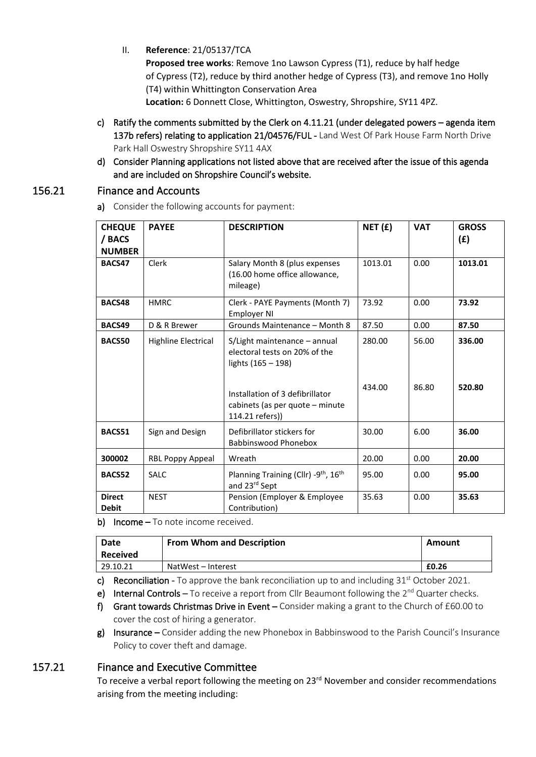II. **Reference**: 21/05137/TCA
**Proposed tree works**: Remove 1no Lawson Cypress (T1), reduce by half hedge of Cypress (T2), reduce by third another hedge of Cypress (T3), and remove 1no Holly (T4) within Whittington Conservation Area
**Location:** 6 Donnett Close, Whittington, Oswestry, Shropshire, SY11 4PZ.

c) Ratify the comments submitted by the Clerk on 4.11.21 (under delegated powers – agenda item 137b refers) relating to application 21/04576/FUL - Land West Of Park House Farm North Drive Park Hall Oswestry Shropshire SY11 4AX

d) Consider Planning applications not listed above that are received after the issue of this agenda and are included on Shropshire Council's website.

## 156.21 Finance and Accounts

a) Consider the following accounts for payment:

| CHEQUE / BACS NUMBER | PAYEE | DESCRIPTION | NET (£) | VAT | GROSS (£) |
|---|---|---|---|---|---|
| **BACS47** | Clerk | Salary Month 8 (plus expenses (16.00 home office allowance, mileage) | 1013.01 | 0.00 | **1013.01** |
| **BACS48** | HMRC | Clerk - PAYE Payments (Month 7) Employer NI | 73.92 | 0.00 | **73.92** |
| **BACS49** | D & R Brewer | Grounds Maintenance – Month 8 | 87.50 | 0.00 | **87.50** |
| **BACS50** | Highline Electrical | S/Light maintenance – annual electoral tests on 20% of the lights (165 – 198) | 280.00 | 56.00 | **336.00** |
| | | Installation of 3 defibrillator cabinets (as per quote – minute 114.21 refers)) | 434.00 | 86.80 | **520.80** |
| **BACS51** | Sign and Design | Defibrillator stickers for Babbinswood Phonebox | 30.00 | 6.00 | **36.00** |
| **300002** | RBL Poppy Appeal | Wreath | 20.00 | 0.00 | **20.00** |
| **BACS52** | SALC | Planning Training (Cllr) -9th, 16th and 23rd Sept | 95.00 | 0.00 | **95.00** |
| **Direct Debit** | NEST | Pension (Employer & Employee Contribution) | 35.63 | 0.00 | **35.63** |

b) **Income** – To note income received.

| Date Received | From Whom and Description | Amount |
|---|---|---|
| 29.10.21 | NatWest – Interest | **£0.26** |

c) **Reconciliation** - To approve the bank reconciliation up to and including 31st October 2021.

e) **Internal Controls** – To receive a report from Cllr Beaumont following the 2nd Quarter checks.

f) **Grant towards Christmas Drive in Event** – Consider making a grant to the Church of £60.00 to cover the cost of hiring a generator.

g) **Insurance** – Consider adding the new Phonebox in Babbinswood to the Parish Council's Insurance Policy to cover theft and damage.

## 157.21 Finance and Executive Committee

To receive a verbal report following the meeting on 23rd November and consider recommendations arising from the meeting including: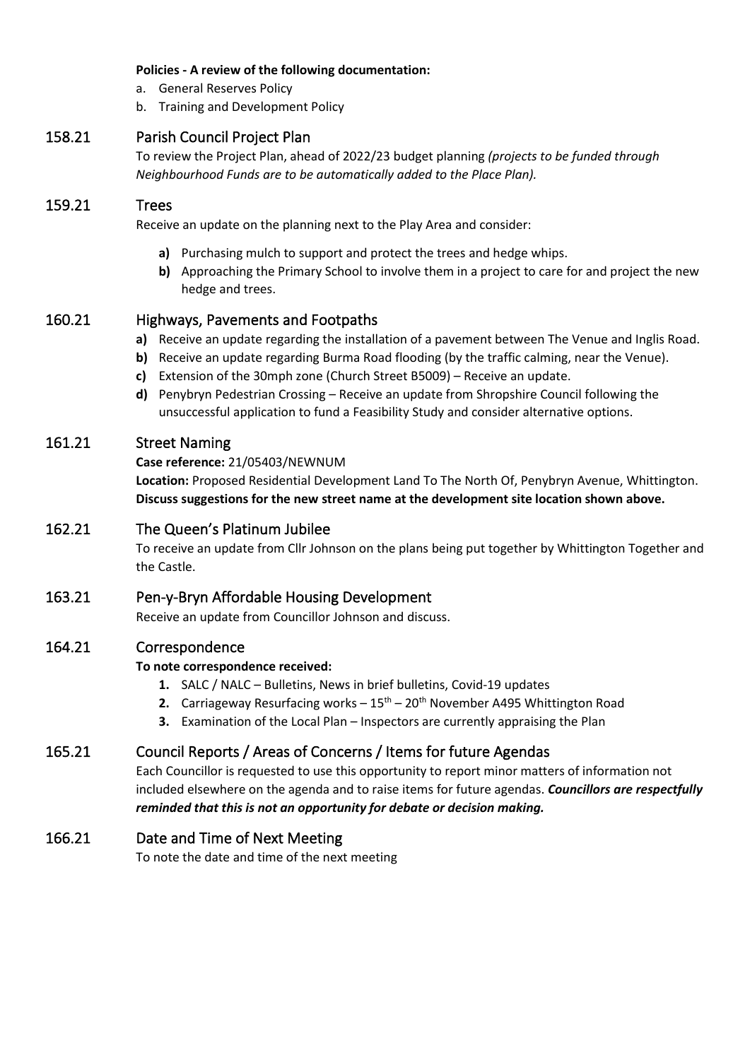**Policies - A review of the following documentation:**

a. General Reserves Policy
b. Training and Development Policy

## 158.21 Parish Council Project Plan

To review the Project Plan, ahead of 2022/23 budget planning *(projects to be funded through Neighbourhood Funds are to be automatically added to the Place Plan).*

## 159.21 Trees

Receive an update on the planning next to the Play Area and consider:

**a)** Purchasing mulch to support and protect the trees and hedge whips.
**b)** Approaching the Primary School to involve them in a project to care for and project the new hedge and trees.

## 160.21 Highways, Pavements and Footpaths

**a)** Receive an update regarding the installation of a pavement between The Venue and Inglis Road.
**b)** Receive an update regarding Burma Road flooding (by the traffic calming, near the Venue).
**c)** Extension of the 30mph zone (Church Street B5009) – Receive an update.
**d)** Penybryn Pedestrian Crossing – Receive an update from Shropshire Council following the unsuccessful application to fund a Feasibility Study and consider alternative options.

## 161.21 Street Naming

**Case reference:** 21/05403/NEWNUM
**Location:** Proposed Residential Development Land To The North Of, Penybryn Avenue, Whittington.
**Discuss suggestions for the new street name at the development site location shown above.**

## 162.21 The Queen's Platinum Jubilee

To receive an update from Cllr Johnson on the plans being put together by Whittington Together and the Castle.

## 163.21 Pen-y-Bryn Affordable Housing Development

Receive an update from Councillor Johnson and discuss.

## 164.21 Correspondence

**To note correspondence received:**

1. SALC / NALC – Bulletins, News in brief bulletins, Covid-19 updates
2. Carriageway Resurfacing works – 15th – 20th November A495 Whittington Road
3. Examination of the Local Plan – Inspectors are currently appraising the Plan

## 165.21 Council Reports / Areas of Concerns / Items for future Agendas

Each Councillor is requested to use this opportunity to report minor matters of information not included elsewhere on the agenda and to raise items for future agendas. ***Councillors are respectfully reminded that this is not an opportunity for debate or decision making.***

## 166.21 Date and Time of Next Meeting

To note the date and time of the next meeting